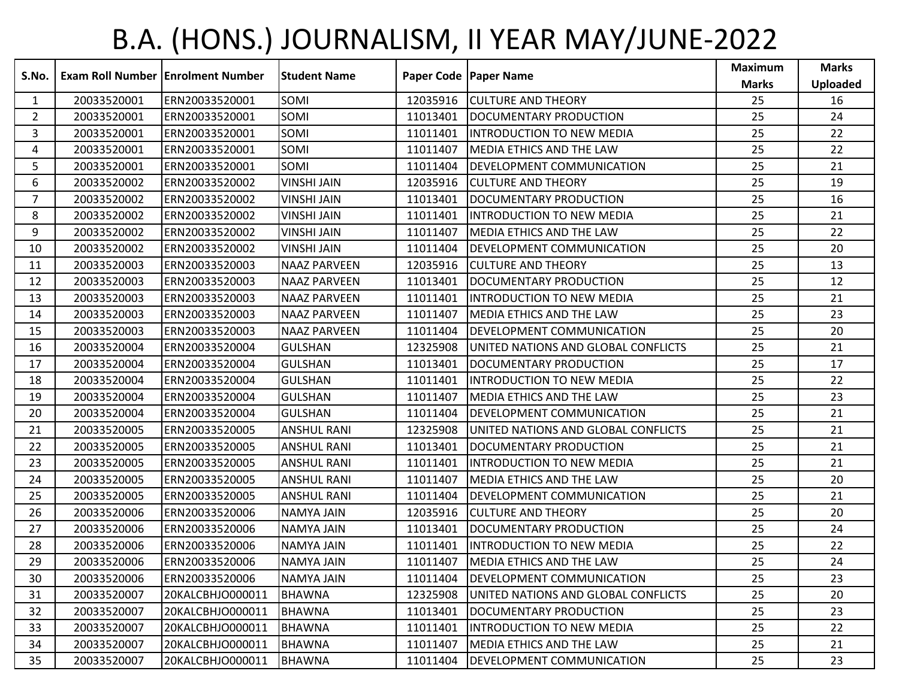# B.A. (HONS.) JOURNALISM, II YEAR MAY/JUNE-2022

| S.No. | Exam Roll Number | Enrolment Number | Student Name | Paper Code | Paper Name | Maximum Marks | Marks Uploaded |
|---|---|---|---|---|---|---|---|
| 1 | 20033520001 | ERN20033520001 | SOMI | 12035916 | CULTURE AND THEORY | 25 | 16 |
| 2 | 20033520001 | ERN20033520001 | SOMI | 11013401 | DOCUMENTARY PRODUCTION | 25 | 24 |
| 3 | 20033520001 | ERN20033520001 | SOMI | 11011401 | INTRODUCTION TO NEW MEDIA | 25 | 22 |
| 4 | 20033520001 | ERN20033520001 | SOMI | 11011407 | MEDIA ETHICS AND THE LAW | 25 | 22 |
| 5 | 20033520001 | ERN20033520001 | SOMI | 11011404 | DEVELOPMENT COMMUNICATION | 25 | 21 |
| 6 | 20033520002 | ERN20033520002 | VINSHI JAIN | 12035916 | CULTURE AND THEORY | 25 | 19 |
| 7 | 20033520002 | ERN20033520002 | VINSHI JAIN | 11013401 | DOCUMENTARY PRODUCTION | 25 | 16 |
| 8 | 20033520002 | ERN20033520002 | VINSHI JAIN | 11011401 | INTRODUCTION TO NEW MEDIA | 25 | 21 |
| 9 | 20033520002 | ERN20033520002 | VINSHI JAIN | 11011407 | MEDIA ETHICS AND THE LAW | 25 | 22 |
| 10 | 20033520002 | ERN20033520002 | VINSHI JAIN | 11011404 | DEVELOPMENT COMMUNICATION | 25 | 20 |
| 11 | 20033520003 | ERN20033520003 | NAAZ PARVEEN | 12035916 | CULTURE AND THEORY | 25 | 13 |
| 12 | 20033520003 | ERN20033520003 | NAAZ PARVEEN | 11013401 | DOCUMENTARY PRODUCTION | 25 | 12 |
| 13 | 20033520003 | ERN20033520003 | NAAZ PARVEEN | 11011401 | INTRODUCTION TO NEW MEDIA | 25 | 21 |
| 14 | 20033520003 | ERN20033520003 | NAAZ PARVEEN | 11011407 | MEDIA ETHICS AND THE LAW | 25 | 23 |
| 15 | 20033520003 | ERN20033520003 | NAAZ PARVEEN | 11011404 | DEVELOPMENT COMMUNICATION | 25 | 20 |
| 16 | 20033520004 | ERN20033520004 | GULSHAN | 12325908 | UNITED NATIONS AND GLOBAL CONFLICTS | 25 | 21 |
| 17 | 20033520004 | ERN20033520004 | GULSHAN | 11013401 | DOCUMENTARY PRODUCTION | 25 | 17 |
| 18 | 20033520004 | ERN20033520004 | GULSHAN | 11011401 | INTRODUCTION TO NEW MEDIA | 25 | 22 |
| 19 | 20033520004 | ERN20033520004 | GULSHAN | 11011407 | MEDIA ETHICS AND THE LAW | 25 | 23 |
| 20 | 20033520004 | ERN20033520004 | GULSHAN | 11011404 | DEVELOPMENT COMMUNICATION | 25 | 21 |
| 21 | 20033520005 | ERN20033520005 | ANSHUL RANI | 12325908 | UNITED NATIONS AND GLOBAL CONFLICTS | 25 | 21 |
| 22 | 20033520005 | ERN20033520005 | ANSHUL RANI | 11013401 | DOCUMENTARY PRODUCTION | 25 | 21 |
| 23 | 20033520005 | ERN20033520005 | ANSHUL RANI | 11011401 | INTRODUCTION TO NEW MEDIA | 25 | 21 |
| 24 | 20033520005 | ERN20033520005 | ANSHUL RANI | 11011407 | MEDIA ETHICS AND THE LAW | 25 | 20 |
| 25 | 20033520005 | ERN20033520005 | ANSHUL RANI | 11011404 | DEVELOPMENT COMMUNICATION | 25 | 21 |
| 26 | 20033520006 | ERN20033520006 | NAMYA JAIN | 12035916 | CULTURE AND THEORY | 25 | 20 |
| 27 | 20033520006 | ERN20033520006 | NAMYA JAIN | 11013401 | DOCUMENTARY PRODUCTION | 25 | 24 |
| 28 | 20033520006 | ERN20033520006 | NAMYA JAIN | 11011401 | INTRODUCTION TO NEW MEDIA | 25 | 22 |
| 29 | 20033520006 | ERN20033520006 | NAMYA JAIN | 11011407 | MEDIA ETHICS AND THE LAW | 25 | 24 |
| 30 | 20033520006 | ERN20033520006 | NAMYA JAIN | 11011404 | DEVELOPMENT COMMUNICATION | 25 | 23 |
| 31 | 20033520007 | 20KALCBHJO000011 | BHAWNA | 12325908 | UNITED NATIONS AND GLOBAL CONFLICTS | 25 | 20 |
| 32 | 20033520007 | 20KALCBHJO000011 | BHAWNA | 11013401 | DOCUMENTARY PRODUCTION | 25 | 23 |
| 33 | 20033520007 | 20KALCBHJO000011 | BHAWNA | 11011401 | INTRODUCTION TO NEW MEDIA | 25 | 22 |
| 34 | 20033520007 | 20KALCBHJO000011 | BHAWNA | 11011407 | MEDIA ETHICS AND THE LAW | 25 | 21 |
| 35 | 20033520007 | 20KALCBHJO000011 | BHAWNA | 11011404 | DEVELOPMENT COMMUNICATION | 25 | 23 |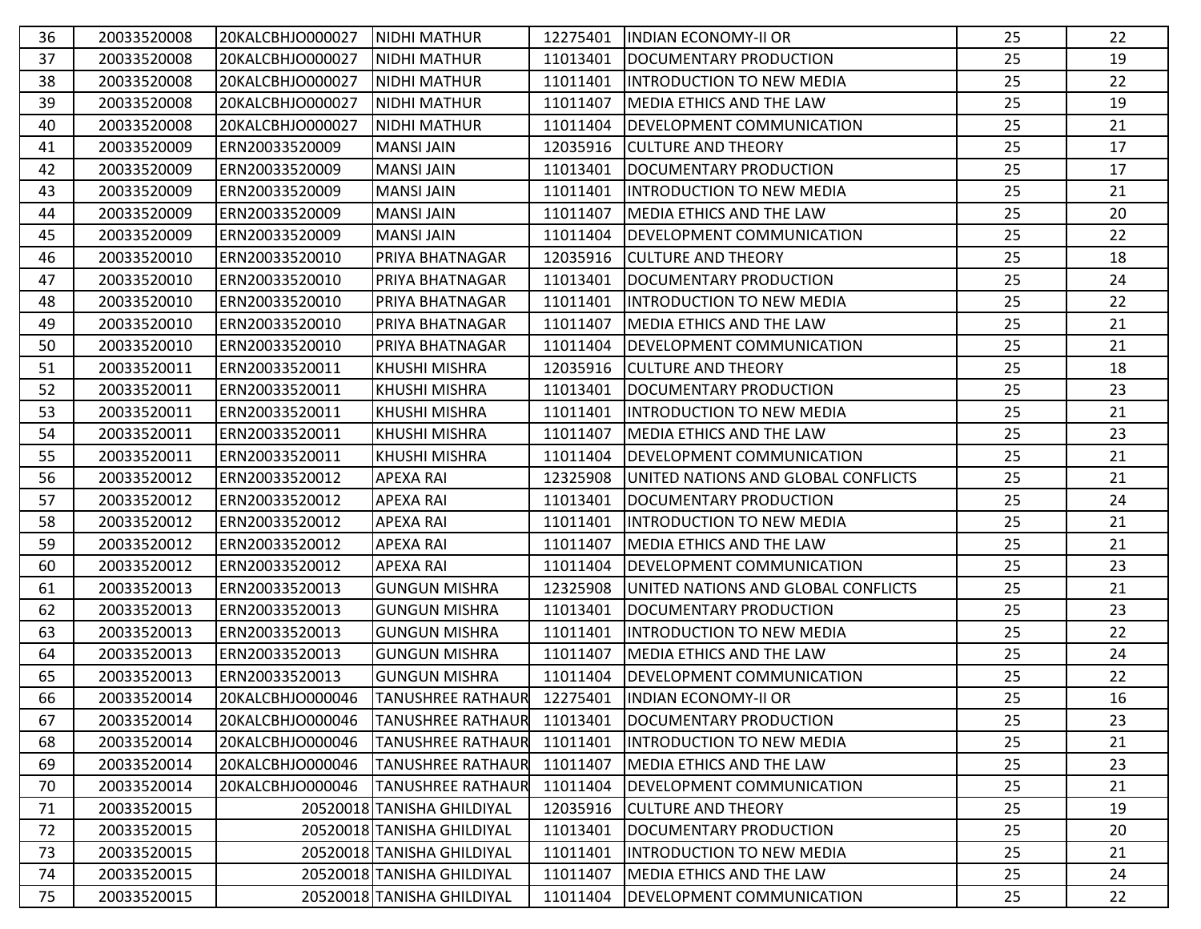| | | | | | | | |
|---|---|---|---|---|---|---|---|
| 36 | 20033520008 | 20KALCBHJO000027 | NIDHI MATHUR | 12275401 | INDIAN ECONOMY-II OR | 25 | 22 |
| 37 | 20033520008 | 20KALCBHJO000027 | NIDHI MATHUR | 11013401 | DOCUMENTARY PRODUCTION | 25 | 19 |
| 38 | 20033520008 | 20KALCBHJO000027 | NIDHI MATHUR | 11011401 | INTRODUCTION TO NEW MEDIA | 25 | 22 |
| 39 | 20033520008 | 20KALCBHJO000027 | NIDHI MATHUR | 11011407 | MEDIA ETHICS AND THE LAW | 25 | 19 |
| 40 | 20033520008 | 20KALCBHJO000027 | NIDHI MATHUR | 11011404 | DEVELOPMENT COMMUNICATION | 25 | 21 |
| 41 | 20033520009 | ERN20033520009 | MANSI JAIN | 12035916 | CULTURE AND THEORY | 25 | 17 |
| 42 | 20033520009 | ERN20033520009 | MANSI JAIN | 11013401 | DOCUMENTARY PRODUCTION | 25 | 17 |
| 43 | 20033520009 | ERN20033520009 | MANSI JAIN | 11011401 | INTRODUCTION TO NEW MEDIA | 25 | 21 |
| 44 | 20033520009 | ERN20033520009 | MANSI JAIN | 11011407 | MEDIA ETHICS AND THE LAW | 25 | 20 |
| 45 | 20033520009 | ERN20033520009 | MANSI JAIN | 11011404 | DEVELOPMENT COMMUNICATION | 25 | 22 |
| 46 | 20033520010 | ERN20033520010 | PRIYA BHATNAGAR | 12035916 | CULTURE AND THEORY | 25 | 18 |
| 47 | 20033520010 | ERN20033520010 | PRIYA BHATNAGAR | 11013401 | DOCUMENTARY PRODUCTION | 25 | 24 |
| 48 | 20033520010 | ERN20033520010 | PRIYA BHATNAGAR | 11011401 | INTRODUCTION TO NEW MEDIA | 25 | 22 |
| 49 | 20033520010 | ERN20033520010 | PRIYA BHATNAGAR | 11011407 | MEDIA ETHICS AND THE LAW | 25 | 21 |
| 50 | 20033520010 | ERN20033520010 | PRIYA BHATNAGAR | 11011404 | DEVELOPMENT COMMUNICATION | 25 | 21 |
| 51 | 20033520011 | ERN20033520011 | KHUSHI MISHRA | 12035916 | CULTURE AND THEORY | 25 | 18 |
| 52 | 20033520011 | ERN20033520011 | KHUSHI MISHRA | 11013401 | DOCUMENTARY PRODUCTION | 25 | 23 |
| 53 | 20033520011 | ERN20033520011 | KHUSHI MISHRA | 11011401 | INTRODUCTION TO NEW MEDIA | 25 | 21 |
| 54 | 20033520011 | ERN20033520011 | KHUSHI MISHRA | 11011407 | MEDIA ETHICS AND THE LAW | 25 | 23 |
| 55 | 20033520011 | ERN20033520011 | KHUSHI MISHRA | 11011404 | DEVELOPMENT COMMUNICATION | 25 | 21 |
| 56 | 20033520012 | ERN20033520012 | APEXA RAI | 12325908 | UNITED NATIONS AND GLOBAL CONFLICTS | 25 | 21 |
| 57 | 20033520012 | ERN20033520012 | APEXA RAI | 11013401 | DOCUMENTARY PRODUCTION | 25 | 24 |
| 58 | 20033520012 | ERN20033520012 | APEXA RAI | 11011401 | INTRODUCTION TO NEW MEDIA | 25 | 21 |
| 59 | 20033520012 | ERN20033520012 | APEXA RAI | 11011407 | MEDIA ETHICS AND THE LAW | 25 | 21 |
| 60 | 20033520012 | ERN20033520012 | APEXA RAI | 11011404 | DEVELOPMENT COMMUNICATION | 25 | 23 |
| 61 | 20033520013 | ERN20033520013 | GUNGUN MISHRA | 12325908 | UNITED NATIONS AND GLOBAL CONFLICTS | 25 | 21 |
| 62 | 20033520013 | ERN20033520013 | GUNGUN MISHRA | 11013401 | DOCUMENTARY PRODUCTION | 25 | 23 |
| 63 | 20033520013 | ERN20033520013 | GUNGUN MISHRA | 11011401 | INTRODUCTION TO NEW MEDIA | 25 | 22 |
| 64 | 20033520013 | ERN20033520013 | GUNGUN MISHRA | 11011407 | MEDIA ETHICS AND THE LAW | 25 | 24 |
| 65 | 20033520013 | ERN20033520013 | GUNGUN MISHRA | 11011404 | DEVELOPMENT COMMUNICATION | 25 | 22 |
| 66 | 20033520014 | 20KALCBHJO000046 | TANUSHREE RATHAUR | 12275401 | INDIAN ECONOMY-II OR | 25 | 16 |
| 67 | 20033520014 | 20KALCBHJO000046 | TANUSHREE RATHAUR | 11013401 | DOCUMENTARY PRODUCTION | 25 | 23 |
| 68 | 20033520014 | 20KALCBHJO000046 | TANUSHREE RATHAUR | 11011401 | INTRODUCTION TO NEW MEDIA | 25 | 21 |
| 69 | 20033520014 | 20KALCBHJO000046 | TANUSHREE RATHAUR | 11011407 | MEDIA ETHICS AND THE LAW | 25 | 23 |
| 70 | 20033520014 | 20KALCBHJO000046 | TANUSHREE RATHAUR | 11011404 | DEVELOPMENT COMMUNICATION | 25 | 21 |
| 71 | 20033520015 | 20520018 | TANISHA GHILDIYAL | 12035916 | CULTURE AND THEORY | 25 | 19 |
| 72 | 20033520015 | 20520018 | TANISHA GHILDIYAL | 11013401 | DOCUMENTARY PRODUCTION | 25 | 20 |
| 73 | 20033520015 | 20520018 | TANISHA GHILDIYAL | 11011401 | INTRODUCTION TO NEW MEDIA | 25 | 21 |
| 74 | 20033520015 | 20520018 | TANISHA GHILDIYAL | 11011407 | MEDIA ETHICS AND THE LAW | 25 | 24 |
| 75 | 20033520015 | 20520018 | TANISHA GHILDIYAL | 11011404 | DEVELOPMENT COMMUNICATION | 25 | 22 |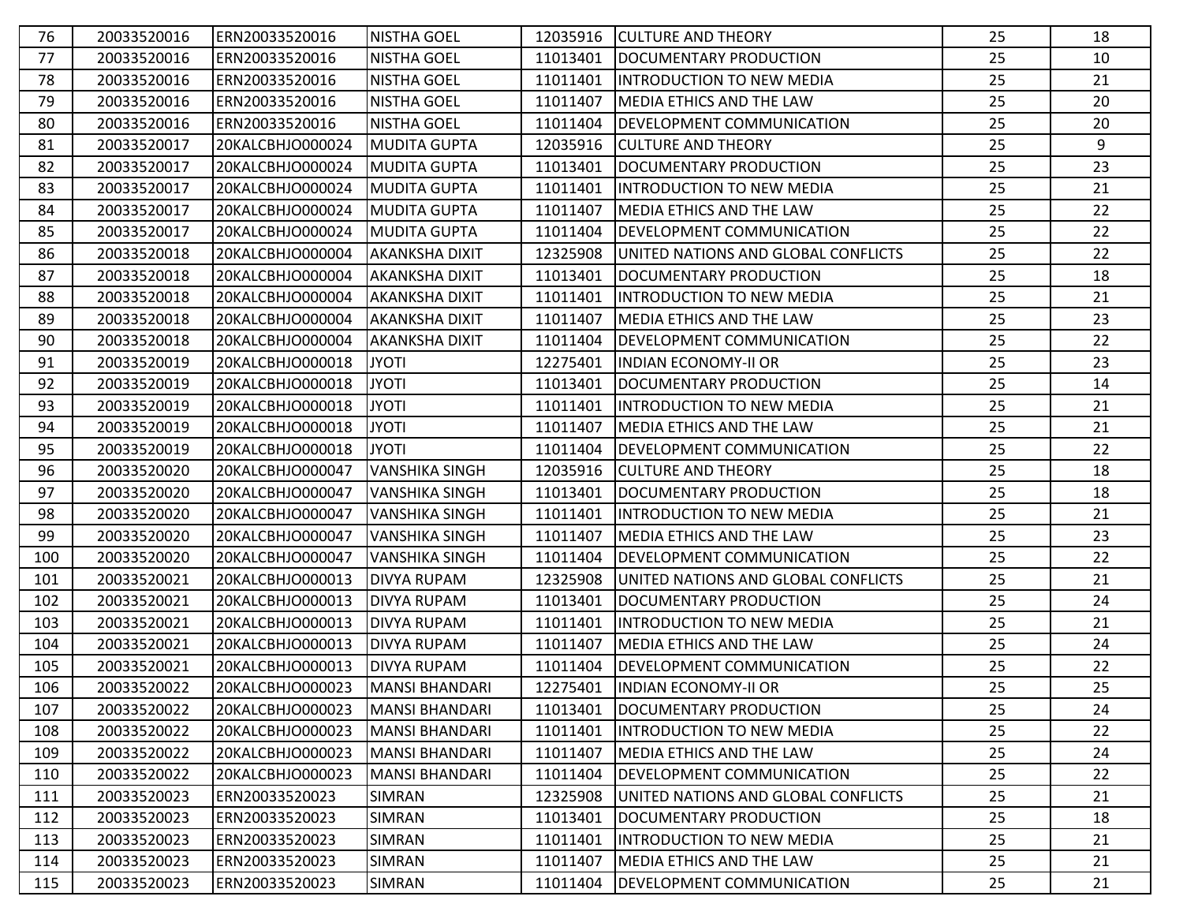| 76 | 20033520016 | ERN20033520016 | NISTHA GOEL | 12035916 | CULTURE AND THEORY | 25 | 18 |
|---|---|---|---|---|---|---|---|
| 77 | 20033520016 | ERN20033520016 | NISTHA GOEL | 11013401 | DOCUMENTARY PRODUCTION | 25 | 10 |
| 78 | 20033520016 | ERN20033520016 | NISTHA GOEL | 11011401 | INTRODUCTION TO NEW MEDIA | 25 | 21 |
| 79 | 20033520016 | ERN20033520016 | NISTHA GOEL | 11011407 | MEDIA ETHICS AND THE LAW | 25 | 20 |
| 80 | 20033520016 | ERN20033520016 | NISTHA GOEL | 11011404 | DEVELOPMENT COMMUNICATION | 25 | 20 |
| 81 | 20033520017 | 20KALCBHJO000024 | MUDITA GUPTA | 12035916 | CULTURE AND THEORY | 25 | 9 |
| 82 | 20033520017 | 20KALCBHJO000024 | MUDITA GUPTA | 11013401 | DOCUMENTARY PRODUCTION | 25 | 23 |
| 83 | 20033520017 | 20KALCBHJO000024 | MUDITA GUPTA | 11011401 | INTRODUCTION TO NEW MEDIA | 25 | 21 |
| 84 | 20033520017 | 20KALCBHJO000024 | MUDITA GUPTA | 11011407 | MEDIA ETHICS AND THE LAW | 25 | 22 |
| 85 | 20033520017 | 20KALCBHJO000024 | MUDITA GUPTA | 11011404 | DEVELOPMENT COMMUNICATION | 25 | 22 |
| 86 | 20033520018 | 20KALCBHJO000004 | AKANKSHA DIXIT | 12325908 | UNITED NATIONS AND GLOBAL CONFLICTS | 25 | 22 |
| 87 | 20033520018 | 20KALCBHJO000004 | AKANKSHA DIXIT | 11013401 | DOCUMENTARY PRODUCTION | 25 | 18 |
| 88 | 20033520018 | 20KALCBHJO000004 | AKANKSHA DIXIT | 11011401 | INTRODUCTION TO NEW MEDIA | 25 | 21 |
| 89 | 20033520018 | 20KALCBHJO000004 | AKANKSHA DIXIT | 11011407 | MEDIA ETHICS AND THE LAW | 25 | 23 |
| 90 | 20033520018 | 20KALCBHJO000004 | AKANKSHA DIXIT | 11011404 | DEVELOPMENT COMMUNICATION | 25 | 22 |
| 91 | 20033520019 | 20KALCBHJO000018 | JYOTI | 12275401 | INDIAN ECONOMY-II OR | 25 | 23 |
| 92 | 20033520019 | 20KALCBHJO000018 | JYOTI | 11013401 | DOCUMENTARY PRODUCTION | 25 | 14 |
| 93 | 20033520019 | 20KALCBHJO000018 | JYOTI | 11011401 | INTRODUCTION TO NEW MEDIA | 25 | 21 |
| 94 | 20033520019 | 20KALCBHJO000018 | JYOTI | 11011407 | MEDIA ETHICS AND THE LAW | 25 | 21 |
| 95 | 20033520019 | 20KALCBHJO000018 | JYOTI | 11011404 | DEVELOPMENT COMMUNICATION | 25 | 22 |
| 96 | 20033520020 | 20KALCBHJO000047 | VANSHIKA SINGH | 12035916 | CULTURE AND THEORY | 25 | 18 |
| 97 | 20033520020 | 20KALCBHJO000047 | VANSHIKA SINGH | 11013401 | DOCUMENTARY PRODUCTION | 25 | 18 |
| 98 | 20033520020 | 20KALCBHJO000047 | VANSHIKA SINGH | 11011401 | INTRODUCTION TO NEW MEDIA | 25 | 21 |
| 99 | 20033520020 | 20KALCBHJO000047 | VANSHIKA SINGH | 11011407 | MEDIA ETHICS AND THE LAW | 25 | 23 |
| 100 | 20033520020 | 20KALCBHJO000047 | VANSHIKA SINGH | 11011404 | DEVELOPMENT COMMUNICATION | 25 | 22 |
| 101 | 20033520021 | 20KALCBHJO000013 | DIVYA RUPAM | 12325908 | UNITED NATIONS AND GLOBAL CONFLICTS | 25 | 21 |
| 102 | 20033520021 | 20KALCBHJO000013 | DIVYA RUPAM | 11013401 | DOCUMENTARY PRODUCTION | 25 | 24 |
| 103 | 20033520021 | 20KALCBHJO000013 | DIVYA RUPAM | 11011401 | INTRODUCTION TO NEW MEDIA | 25 | 21 |
| 104 | 20033520021 | 20KALCBHJO000013 | DIVYA RUPAM | 11011407 | MEDIA ETHICS AND THE LAW | 25 | 24 |
| 105 | 20033520021 | 20KALCBHJO000013 | DIVYA RUPAM | 11011404 | DEVELOPMENT COMMUNICATION | 25 | 22 |
| 106 | 20033520022 | 20KALCBHJO000023 | MANSI BHANDARI | 12275401 | INDIAN ECONOMY-II OR | 25 | 25 |
| 107 | 20033520022 | 20KALCBHJO000023 | MANSI BHANDARI | 11013401 | DOCUMENTARY PRODUCTION | 25 | 24 |
| 108 | 20033520022 | 20KALCBHJO000023 | MANSI BHANDARI | 11011401 | INTRODUCTION TO NEW MEDIA | 25 | 22 |
| 109 | 20033520022 | 20KALCBHJO000023 | MANSI BHANDARI | 11011407 | MEDIA ETHICS AND THE LAW | 25 | 24 |
| 110 | 20033520022 | 20KALCBHJO000023 | MANSI BHANDARI | 11011404 | DEVELOPMENT COMMUNICATION | 25 | 22 |
| 111 | 20033520023 | ERN20033520023 | SIMRAN | 12325908 | UNITED NATIONS AND GLOBAL CONFLICTS | 25 | 21 |
| 112 | 20033520023 | ERN20033520023 | SIMRAN | 11013401 | DOCUMENTARY PRODUCTION | 25 | 18 |
| 113 | 20033520023 | ERN20033520023 | SIMRAN | 11011401 | INTRODUCTION TO NEW MEDIA | 25 | 21 |
| 114 | 20033520023 | ERN20033520023 | SIMRAN | 11011407 | MEDIA ETHICS AND THE LAW | 25 | 21 |
| 115 | 20033520023 | ERN20033520023 | SIMRAN | 11011404 | DEVELOPMENT COMMUNICATION | 25 | 21 |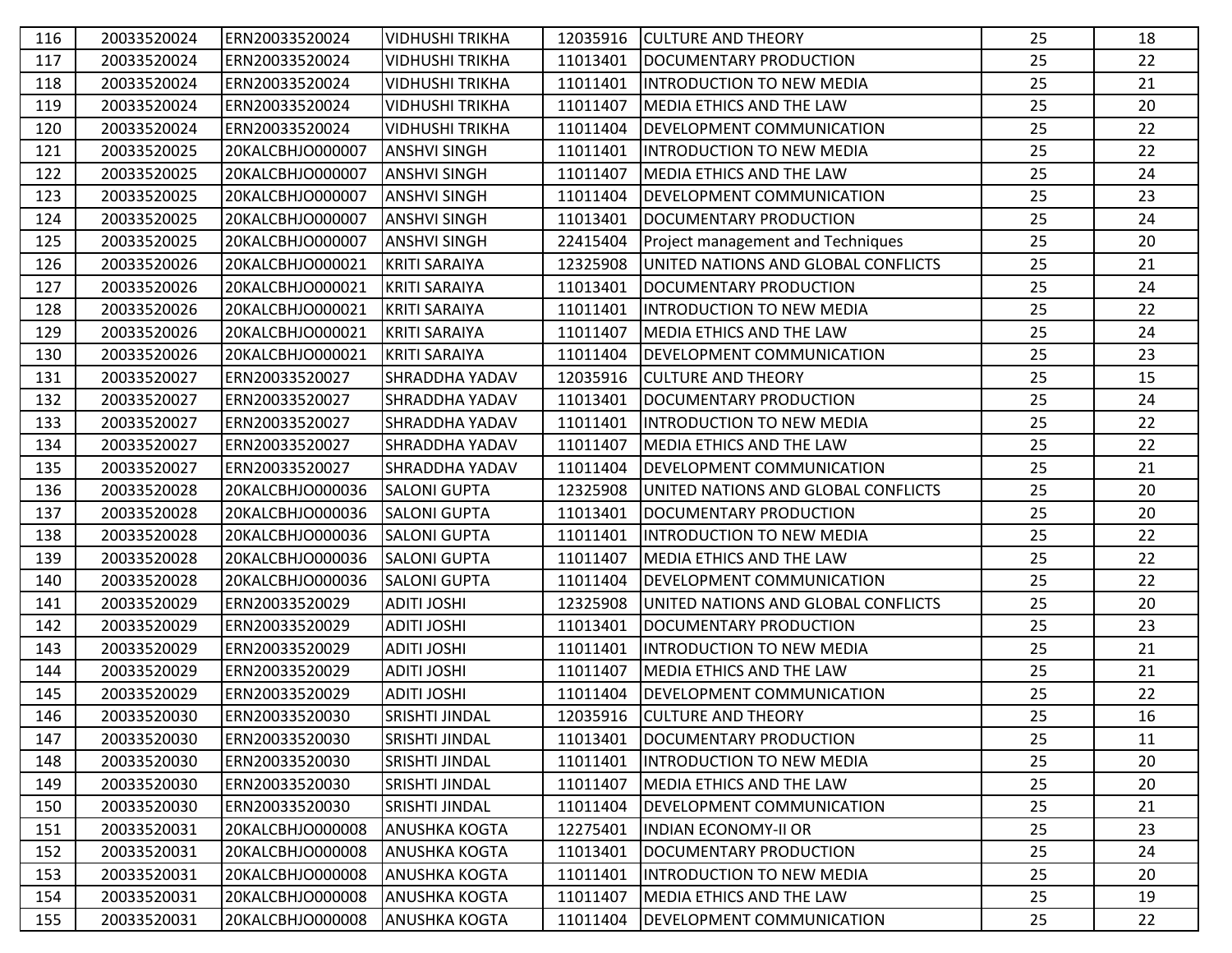| 116 | 20033520024 | ERN20033520024 | VIDHUSHI TRIKHA | 12035916 | CULTURE AND THEORY | 25 | 18 |
|---|---|---|---|---|---|---|---|
| 117 | 20033520024 | ERN20033520024 | VIDHUSHI TRIKHA | 11013401 | DOCUMENTARY PRODUCTION | 25 | 22 |
| 118 | 20033520024 | ERN20033520024 | VIDHUSHI TRIKHA | 11011401 | INTRODUCTION TO NEW MEDIA | 25 | 21 |
| 119 | 20033520024 | ERN20033520024 | VIDHUSHI TRIKHA | 11011407 | MEDIA ETHICS AND THE LAW | 25 | 20 |
| 120 | 20033520024 | ERN20033520024 | VIDHUSHI TRIKHA | 11011404 | DEVELOPMENT COMMUNICATION | 25 | 22 |
| 121 | 20033520025 | 20KALCBHJO000007 | ANSHVI SINGH | 11011401 | INTRODUCTION TO NEW MEDIA | 25 | 22 |
| 122 | 20033520025 | 20KALCBHJO000007 | ANSHVI SINGH | 11011407 | MEDIA ETHICS AND THE LAW | 25 | 24 |
| 123 | 20033520025 | 20KALCBHJO000007 | ANSHVI SINGH | 11011404 | DEVELOPMENT COMMUNICATION | 25 | 23 |
| 124 | 20033520025 | 20KALCBHJO000007 | ANSHVI SINGH | 11013401 | DOCUMENTARY PRODUCTION | 25 | 24 |
| 125 | 20033520025 | 20KALCBHJO000007 | ANSHVI SINGH | 22415404 | Project management and Techniques | 25 | 20 |
| 126 | 20033520026 | 20KALCBHJO000021 | KRITI SARAIYA | 12325908 | UNITED NATIONS AND GLOBAL CONFLICTS | 25 | 21 |
| 127 | 20033520026 | 20KALCBHJO000021 | KRITI SARAIYA | 11013401 | DOCUMENTARY PRODUCTION | 25 | 24 |
| 128 | 20033520026 | 20KALCBHJO000021 | KRITI SARAIYA | 11011401 | INTRODUCTION TO NEW MEDIA | 25 | 22 |
| 129 | 20033520026 | 20KALCBHJO000021 | KRITI SARAIYA | 11011407 | MEDIA ETHICS AND THE LAW | 25 | 24 |
| 130 | 20033520026 | 20KALCBHJO000021 | KRITI SARAIYA | 11011404 | DEVELOPMENT COMMUNICATION | 25 | 23 |
| 131 | 20033520027 | ERN20033520027 | SHRADDHA YADAV | 12035916 | CULTURE AND THEORY | 25 | 15 |
| 132 | 20033520027 | ERN20033520027 | SHRADDHA YADAV | 11013401 | DOCUMENTARY PRODUCTION | 25 | 24 |
| 133 | 20033520027 | ERN20033520027 | SHRADDHA YADAV | 11011401 | INTRODUCTION TO NEW MEDIA | 25 | 22 |
| 134 | 20033520027 | ERN20033520027 | SHRADDHA YADAV | 11011407 | MEDIA ETHICS AND THE LAW | 25 | 22 |
| 135 | 20033520027 | ERN20033520027 | SHRADDHA YADAV | 11011404 | DEVELOPMENT COMMUNICATION | 25 | 21 |
| 136 | 20033520028 | 20KALCBHJO000036 | SALONI GUPTA | 12325908 | UNITED NATIONS AND GLOBAL CONFLICTS | 25 | 20 |
| 137 | 20033520028 | 20KALCBHJO000036 | SALONI GUPTA | 11013401 | DOCUMENTARY PRODUCTION | 25 | 20 |
| 138 | 20033520028 | 20KALCBHJO000036 | SALONI GUPTA | 11011401 | INTRODUCTION TO NEW MEDIA | 25 | 22 |
| 139 | 20033520028 | 20KALCBHJO000036 | SALONI GUPTA | 11011407 | MEDIA ETHICS AND THE LAW | 25 | 22 |
| 140 | 20033520028 | 20KALCBHJO000036 | SALONI GUPTA | 11011404 | DEVELOPMENT COMMUNICATION | 25 | 22 |
| 141 | 20033520029 | ERN20033520029 | ADITI JOSHI | 12325908 | UNITED NATIONS AND GLOBAL CONFLICTS | 25 | 20 |
| 142 | 20033520029 | ERN20033520029 | ADITI JOSHI | 11013401 | DOCUMENTARY PRODUCTION | 25 | 23 |
| 143 | 20033520029 | ERN20033520029 | ADITI JOSHI | 11011401 | INTRODUCTION TO NEW MEDIA | 25 | 21 |
| 144 | 20033520029 | ERN20033520029 | ADITI JOSHI | 11011407 | MEDIA ETHICS AND THE LAW | 25 | 21 |
| 145 | 20033520029 | ERN20033520029 | ADITI JOSHI | 11011404 | DEVELOPMENT COMMUNICATION | 25 | 22 |
| 146 | 20033520030 | ERN20033520030 | SRISHTI JINDAL | 12035916 | CULTURE AND THEORY | 25 | 16 |
| 147 | 20033520030 | ERN20033520030 | SRISHTI JINDAL | 11013401 | DOCUMENTARY PRODUCTION | 25 | 11 |
| 148 | 20033520030 | ERN20033520030 | SRISHTI JINDAL | 11011401 | INTRODUCTION TO NEW MEDIA | 25 | 20 |
| 149 | 20033520030 | ERN20033520030 | SRISHTI JINDAL | 11011407 | MEDIA ETHICS AND THE LAW | 25 | 20 |
| 150 | 20033520030 | ERN20033520030 | SRISHTI JINDAL | 11011404 | DEVELOPMENT COMMUNICATION | 25 | 21 |
| 151 | 20033520031 | 20KALCBHJO000008 | ANUSHKA KOGTA | 12275401 | INDIAN ECONOMY-II OR | 25 | 23 |
| 152 | 20033520031 | 20KALCBHJO000008 | ANUSHKA KOGTA | 11013401 | DOCUMENTARY PRODUCTION | 25 | 24 |
| 153 | 20033520031 | 20KALCBHJO000008 | ANUSHKA KOGTA | 11011401 | INTRODUCTION TO NEW MEDIA | 25 | 20 |
| 154 | 20033520031 | 20KALCBHJO000008 | ANUSHKA KOGTA | 11011407 | MEDIA ETHICS AND THE LAW | 25 | 19 |
| 155 | 20033520031 | 20KALCBHJO000008 | ANUSHKA KOGTA | 11011404 | DEVELOPMENT COMMUNICATION | 25 | 22 |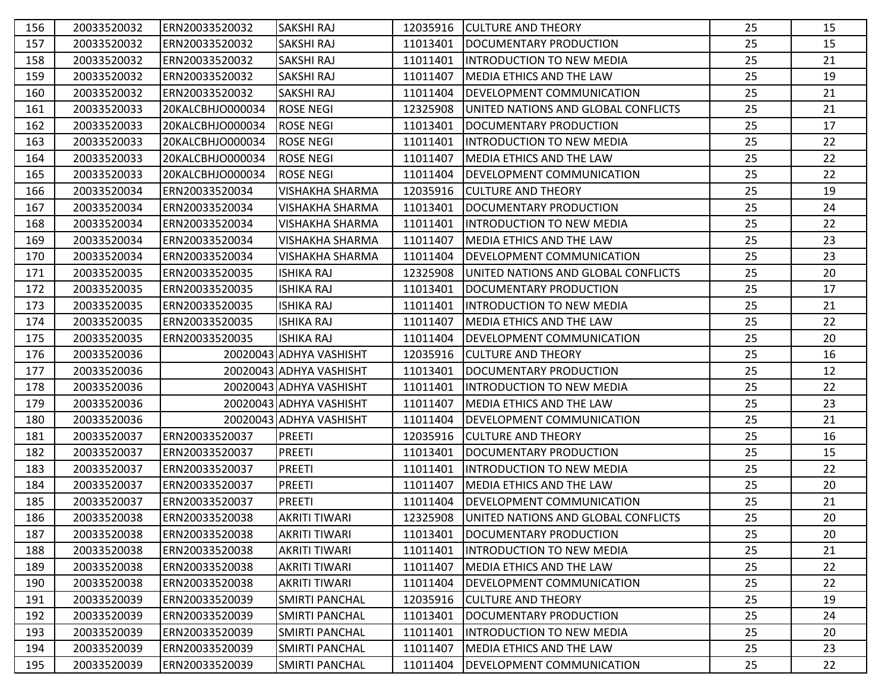| | | | | | | | |
|---|---|---|---|---|---|---|---|
| 156 | 20033520032 | ERN20033520032 | SAKSHI RAJ | 12035916 | CULTURE AND THEORY | 25 | 15 |
| 157 | 20033520032 | ERN20033520032 | SAKSHI RAJ | 11013401 | DOCUMENTARY PRODUCTION | 25 | 15 |
| 158 | 20033520032 | ERN20033520032 | SAKSHI RAJ | 11011401 | INTRODUCTION TO NEW MEDIA | 25 | 21 |
| 159 | 20033520032 | ERN20033520032 | SAKSHI RAJ | 11011407 | MEDIA ETHICS AND THE LAW | 25 | 19 |
| 160 | 20033520032 | ERN20033520032 | SAKSHI RAJ | 11011404 | DEVELOPMENT COMMUNICATION | 25 | 21 |
| 161 | 20033520033 | 20KALCBHJO000034 | ROSE NEGI | 12325908 | UNITED NATIONS AND GLOBAL CONFLICTS | 25 | 21 |
| 162 | 20033520033 | 20KALCBHJO000034 | ROSE NEGI | 11013401 | DOCUMENTARY PRODUCTION | 25 | 17 |
| 163 | 20033520033 | 20KALCBHJO000034 | ROSE NEGI | 11011401 | INTRODUCTION TO NEW MEDIA | 25 | 22 |
| 164 | 20033520033 | 20KALCBHJO000034 | ROSE NEGI | 11011407 | MEDIA ETHICS AND THE LAW | 25 | 22 |
| 165 | 20033520033 | 20KALCBHJO000034 | ROSE NEGI | 11011404 | DEVELOPMENT COMMUNICATION | 25 | 22 |
| 166 | 20033520034 | ERN20033520034 | VISHAKHA SHARMA | 12035916 | CULTURE AND THEORY | 25 | 19 |
| 167 | 20033520034 | ERN20033520034 | VISHAKHA SHARMA | 11013401 | DOCUMENTARY PRODUCTION | 25 | 24 |
| 168 | 20033520034 | ERN20033520034 | VISHAKHA SHARMA | 11011401 | INTRODUCTION TO NEW MEDIA | 25 | 22 |
| 169 | 20033520034 | ERN20033520034 | VISHAKHA SHARMA | 11011407 | MEDIA ETHICS AND THE LAW | 25 | 23 |
| 170 | 20033520034 | ERN20033520034 | VISHAKHA SHARMA | 11011404 | DEVELOPMENT COMMUNICATION | 25 | 23 |
| 171 | 20033520035 | ERN20033520035 | ISHIKA RAJ | 12325908 | UNITED NATIONS AND GLOBAL CONFLICTS | 25 | 20 |
| 172 | 20033520035 | ERN20033520035 | ISHIKA RAJ | 11013401 | DOCUMENTARY PRODUCTION | 25 | 17 |
| 173 | 20033520035 | ERN20033520035 | ISHIKA RAJ | 11011401 | INTRODUCTION TO NEW MEDIA | 25 | 21 |
| 174 | 20033520035 | ERN20033520035 | ISHIKA RAJ | 11011407 | MEDIA ETHICS AND THE LAW | 25 | 22 |
| 175 | 20033520035 | ERN20033520035 | ISHIKA RAJ | 11011404 | DEVELOPMENT COMMUNICATION | 25 | 20 |
| 176 | 20033520036 | 20020043 | ADHYA VASHISHT | 12035916 | CULTURE AND THEORY | 25 | 16 |
| 177 | 20033520036 | 20020043 | ADHYA VASHISHT | 11013401 | DOCUMENTARY PRODUCTION | 25 | 12 |
| 178 | 20033520036 | 20020043 | ADHYA VASHISHT | 11011401 | INTRODUCTION TO NEW MEDIA | 25 | 22 |
| 179 | 20033520036 | 20020043 | ADHYA VASHISHT | 11011407 | MEDIA ETHICS AND THE LAW | 25 | 23 |
| 180 | 20033520036 | 20020043 | ADHYA VASHISHT | 11011404 | DEVELOPMENT COMMUNICATION | 25 | 21 |
| 181 | 20033520037 | ERN20033520037 | PREETI | 12035916 | CULTURE AND THEORY | 25 | 16 |
| 182 | 20033520037 | ERN20033520037 | PREETI | 11013401 | DOCUMENTARY PRODUCTION | 25 | 15 |
| 183 | 20033520037 | ERN20033520037 | PREETI | 11011401 | INTRODUCTION TO NEW MEDIA | 25 | 22 |
| 184 | 20033520037 | ERN20033520037 | PREETI | 11011407 | MEDIA ETHICS AND THE LAW | 25 | 20 |
| 185 | 20033520037 | ERN20033520037 | PREETI | 11011404 | DEVELOPMENT COMMUNICATION | 25 | 21 |
| 186 | 20033520038 | ERN20033520038 | AKRITI TIWARI | 12325908 | UNITED NATIONS AND GLOBAL CONFLICTS | 25 | 20 |
| 187 | 20033520038 | ERN20033520038 | AKRITI TIWARI | 11013401 | DOCUMENTARY PRODUCTION | 25 | 20 |
| 188 | 20033520038 | ERN20033520038 | AKRITI TIWARI | 11011401 | INTRODUCTION TO NEW MEDIA | 25 | 21 |
| 189 | 20033520038 | ERN20033520038 | AKRITI TIWARI | 11011407 | MEDIA ETHICS AND THE LAW | 25 | 22 |
| 190 | 20033520038 | ERN20033520038 | AKRITI TIWARI | 11011404 | DEVELOPMENT COMMUNICATION | 25 | 22 |
| 191 | 20033520039 | ERN20033520039 | SMIRTI PANCHAL | 12035916 | CULTURE AND THEORY | 25 | 19 |
| 192 | 20033520039 | ERN20033520039 | SMIRTI PANCHAL | 11013401 | DOCUMENTARY PRODUCTION | 25 | 24 |
| 193 | 20033520039 | ERN20033520039 | SMIRTI PANCHAL | 11011401 | INTRODUCTION TO NEW MEDIA | 25 | 20 |
| 194 | 20033520039 | ERN20033520039 | SMIRTI PANCHAL | 11011407 | MEDIA ETHICS AND THE LAW | 25 | 23 |
| 195 | 20033520039 | ERN20033520039 | SMIRTI PANCHAL | 11011404 | DEVELOPMENT COMMUNICATION | 25 | 22 |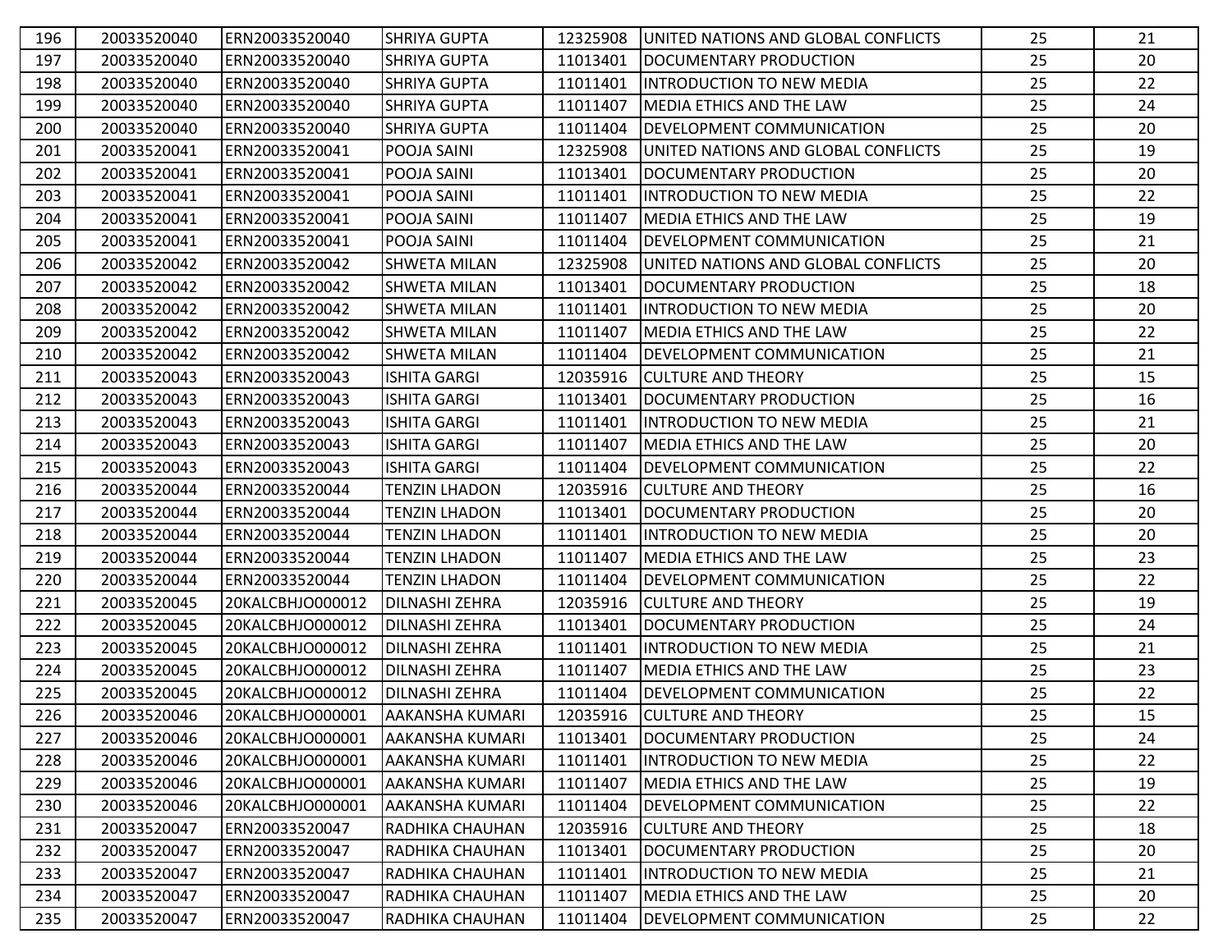| 196 | 20033520040 | ERN20033520040 | SHRIYA GUPTA | 12325908 | UNITED NATIONS AND GLOBAL CONFLICTS | 25 | 21 |
|---|---|---|---|---|---|---|---|
| 197 | 20033520040 | ERN20033520040 | SHRIYA GUPTA | 11013401 | DOCUMENTARY PRODUCTION | 25 | 20 |
| 198 | 20033520040 | ERN20033520040 | SHRIYA GUPTA | 11011401 | INTRODUCTION TO NEW MEDIA | 25 | 22 |
| 199 | 20033520040 | ERN20033520040 | SHRIYA GUPTA | 11011407 | MEDIA ETHICS AND THE LAW | 25 | 24 |
| 200 | 20033520040 | ERN20033520040 | SHRIYA GUPTA | 11011404 | DEVELOPMENT COMMUNICATION | 25 | 20 |
| 201 | 20033520041 | ERN20033520041 | POOJA SAINI | 12325908 | UNITED NATIONS AND GLOBAL CONFLICTS | 25 | 19 |
| 202 | 20033520041 | ERN20033520041 | POOJA SAINI | 11013401 | DOCUMENTARY PRODUCTION | 25 | 20 |
| 203 | 20033520041 | ERN20033520041 | POOJA SAINI | 11011401 | INTRODUCTION TO NEW MEDIA | 25 | 22 |
| 204 | 20033520041 | ERN20033520041 | POOJA SAINI | 11011407 | MEDIA ETHICS AND THE LAW | 25 | 19 |
| 205 | 20033520041 | ERN20033520041 | POOJA SAINI | 11011404 | DEVELOPMENT COMMUNICATION | 25 | 21 |
| 206 | 20033520042 | ERN20033520042 | SHWETA MILAN | 12325908 | UNITED NATIONS AND GLOBAL CONFLICTS | 25 | 20 |
| 207 | 20033520042 | ERN20033520042 | SHWETA MILAN | 11013401 | DOCUMENTARY PRODUCTION | 25 | 18 |
| 208 | 20033520042 | ERN20033520042 | SHWETA MILAN | 11011401 | INTRODUCTION TO NEW MEDIA | 25 | 20 |
| 209 | 20033520042 | ERN20033520042 | SHWETA MILAN | 11011407 | MEDIA ETHICS AND THE LAW | 25 | 22 |
| 210 | 20033520042 | ERN20033520042 | SHWETA MILAN | 11011404 | DEVELOPMENT COMMUNICATION | 25 | 21 |
| 211 | 20033520043 | ERN20033520043 | ISHITA GARGI | 12035916 | CULTURE AND THEORY | 25 | 15 |
| 212 | 20033520043 | ERN20033520043 | ISHITA GARGI | 11013401 | DOCUMENTARY PRODUCTION | 25 | 16 |
| 213 | 20033520043 | ERN20033520043 | ISHITA GARGI | 11011401 | INTRODUCTION TO NEW MEDIA | 25 | 21 |
| 214 | 20033520043 | ERN20033520043 | ISHITA GARGI | 11011407 | MEDIA ETHICS AND THE LAW | 25 | 20 |
| 215 | 20033520043 | ERN20033520043 | ISHITA GARGI | 11011404 | DEVELOPMENT COMMUNICATION | 25 | 22 |
| 216 | 20033520044 | ERN20033520044 | TENZIN LHADON | 12035916 | CULTURE AND THEORY | 25 | 16 |
| 217 | 20033520044 | ERN20033520044 | TENZIN LHADON | 11013401 | DOCUMENTARY PRODUCTION | 25 | 20 |
| 218 | 20033520044 | ERN20033520044 | TENZIN LHADON | 11011401 | INTRODUCTION TO NEW MEDIA | 25 | 20 |
| 219 | 20033520044 | ERN20033520044 | TENZIN LHADON | 11011407 | MEDIA ETHICS AND THE LAW | 25 | 23 |
| 220 | 20033520044 | ERN20033520044 | TENZIN LHADON | 11011404 | DEVELOPMENT COMMUNICATION | 25 | 22 |
| 221 | 20033520045 | 20KALCBHJO000012 | DILNASHI ZEHRA | 12035916 | CULTURE AND THEORY | 25 | 19 |
| 222 | 20033520045 | 20KALCBHJO000012 | DILNASHI ZEHRA | 11013401 | DOCUMENTARY PRODUCTION | 25 | 24 |
| 223 | 20033520045 | 20KALCBHJO000012 | DILNASHI ZEHRA | 11011401 | INTRODUCTION TO NEW MEDIA | 25 | 21 |
| 224 | 20033520045 | 20KALCBHJO000012 | DILNASHI ZEHRA | 11011407 | MEDIA ETHICS AND THE LAW | 25 | 23 |
| 225 | 20033520045 | 20KALCBHJO000012 | DILNASHI ZEHRA | 11011404 | DEVELOPMENT COMMUNICATION | 25 | 22 |
| 226 | 20033520046 | 20KALCBHJO000001 | AAKANSHA KUMARI | 12035916 | CULTURE AND THEORY | 25 | 15 |
| 227 | 20033520046 | 20KALCBHJO000001 | AAKANSHA KUMARI | 11013401 | DOCUMENTARY PRODUCTION | 25 | 24 |
| 228 | 20033520046 | 20KALCBHJO000001 | AAKANSHA KUMARI | 11011401 | INTRODUCTION TO NEW MEDIA | 25 | 22 |
| 229 | 20033520046 | 20KALCBHJO000001 | AAKANSHA KUMARI | 11011407 | MEDIA ETHICS AND THE LAW | 25 | 19 |
| 230 | 20033520046 | 20KALCBHJO000001 | AAKANSHA KUMARI | 11011404 | DEVELOPMENT COMMUNICATION | 25 | 22 |
| 231 | 20033520047 | ERN20033520047 | RADHIKA CHAUHAN | 12035916 | CULTURE AND THEORY | 25 | 18 |
| 232 | 20033520047 | ERN20033520047 | RADHIKA CHAUHAN | 11013401 | DOCUMENTARY PRODUCTION | 25 | 20 |
| 233 | 20033520047 | ERN20033520047 | RADHIKA CHAUHAN | 11011401 | INTRODUCTION TO NEW MEDIA | 25 | 21 |
| 234 | 20033520047 | ERN20033520047 | RADHIKA CHAUHAN | 11011407 | MEDIA ETHICS AND THE LAW | 25 | 20 |
| 235 | 20033520047 | ERN20033520047 | RADHIKA CHAUHAN | 11011404 | DEVELOPMENT COMMUNICATION | 25 | 22 |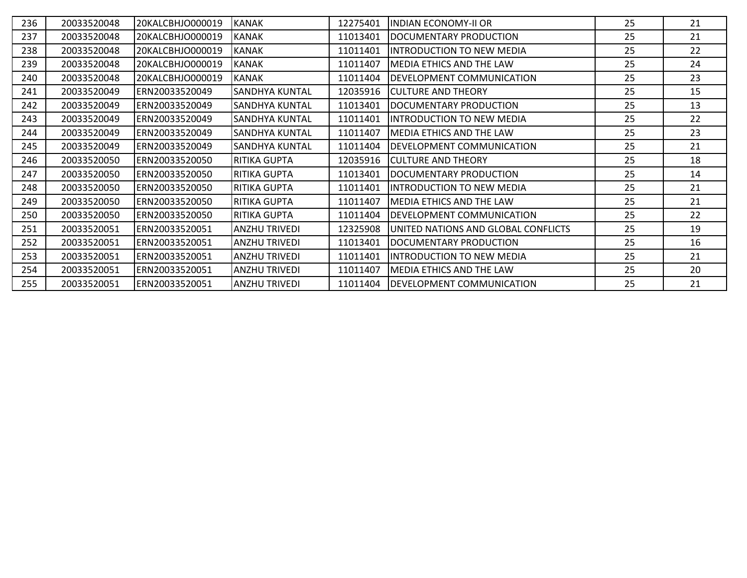| | | | | | | | |
|---|---|---|---|---|---|---|---|
| 236 | 20033520048 | 20KALCBHJO000019 | KANAK | 12275401 | INDIAN ECONOMY-II OR | 25 | 21 |
| 237 | 20033520048 | 20KALCBHJO000019 | KANAK | 11013401 | DOCUMENTARY PRODUCTION | 25 | 21 |
| 238 | 20033520048 | 20KALCBHJO000019 | KANAK | 11011401 | INTRODUCTION TO NEW MEDIA | 25 | 22 |
| 239 | 20033520048 | 20KALCBHJO000019 | KANAK | 11011407 | MEDIA ETHICS AND THE LAW | 25 | 24 |
| 240 | 20033520048 | 20KALCBHJO000019 | KANAK | 11011404 | DEVELOPMENT COMMUNICATION | 25 | 23 |
| 241 | 20033520049 | ERN20033520049 | SANDHYA KUNTAL | 12035916 | CULTURE AND THEORY | 25 | 15 |
| 242 | 20033520049 | ERN20033520049 | SANDHYA KUNTAL | 11013401 | DOCUMENTARY PRODUCTION | 25 | 13 |
| 243 | 20033520049 | ERN20033520049 | SANDHYA KUNTAL | 11011401 | INTRODUCTION TO NEW MEDIA | 25 | 22 |
| 244 | 20033520049 | ERN20033520049 | SANDHYA KUNTAL | 11011407 | MEDIA ETHICS AND THE LAW | 25 | 23 |
| 245 | 20033520049 | ERN20033520049 | SANDHYA KUNTAL | 11011404 | DEVELOPMENT COMMUNICATION | 25 | 21 |
| 246 | 20033520050 | ERN20033520050 | RITIKA GUPTA | 12035916 | CULTURE AND THEORY | 25 | 18 |
| 247 | 20033520050 | ERN20033520050 | RITIKA GUPTA | 11013401 | DOCUMENTARY PRODUCTION | 25 | 14 |
| 248 | 20033520050 | ERN20033520050 | RITIKA GUPTA | 11011401 | INTRODUCTION TO NEW MEDIA | 25 | 21 |
| 249 | 20033520050 | ERN20033520050 | RITIKA GUPTA | 11011407 | MEDIA ETHICS AND THE LAW | 25 | 21 |
| 250 | 20033520050 | ERN20033520050 | RITIKA GUPTA | 11011404 | DEVELOPMENT COMMUNICATION | 25 | 22 |
| 251 | 20033520051 | ERN20033520051 | ANZHU TRIVEDI | 12325908 | UNITED NATIONS AND GLOBAL CONFLICTS | 25 | 19 |
| 252 | 20033520051 | ERN20033520051 | ANZHU TRIVEDI | 11013401 | DOCUMENTARY PRODUCTION | 25 | 16 |
| 253 | 20033520051 | ERN20033520051 | ANZHU TRIVEDI | 11011401 | INTRODUCTION TO NEW MEDIA | 25 | 21 |
| 254 | 20033520051 | ERN20033520051 | ANZHU TRIVEDI | 11011407 | MEDIA ETHICS AND THE LAW | 25 | 20 |
| 255 | 20033520051 | ERN20033520051 | ANZHU TRIVEDI | 11011404 | DEVELOPMENT COMMUNICATION | 25 | 21 |